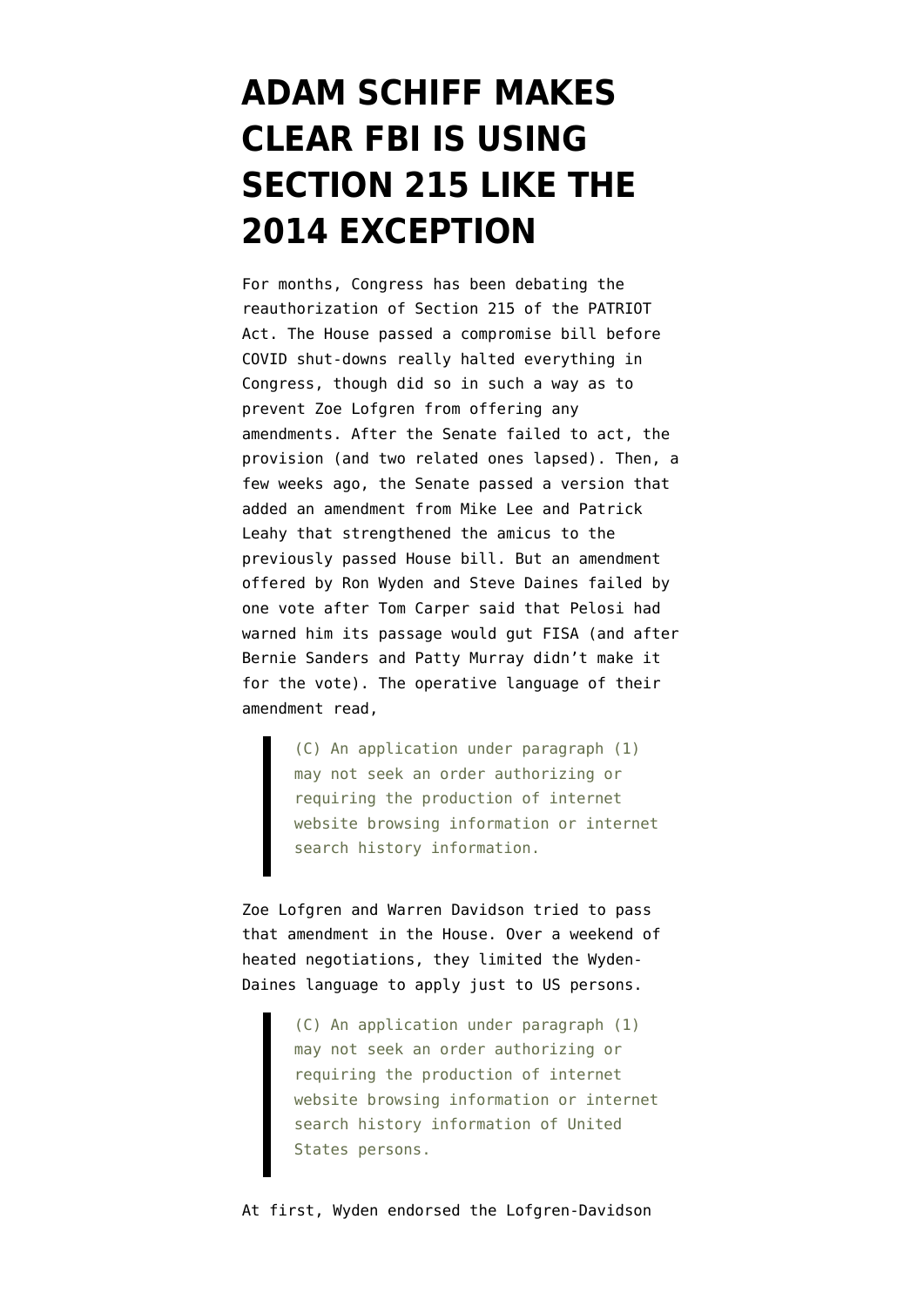# ADAM SCHIFF MAKES CLEAR FBI IS USING SECTION 215 LIKE THE 2014 EXCEPTION

For months, Congress has been debating the reauthorization of Section 215 of the PATRIOT Act. The House passed a compromise bill before COVID shut-downs really halted everything in Congress, though did so in such a way as to prevent Zoe Lofgren from offering any amendments. After the Senate failed to act, the provision (and two related ones lapsed). Then, a few weeks ago, the Senate passed a version that added an amendment from Mike Lee and Patrick Leahy that strengthened the amicus to the previously passed House bill. But an amendment offered by Ron Wyden and Steve Daines failed by one vote after Tom Carper said that Pelosi had warned him its passage would gut FISA (and after Bernie Sanders and Patty Murray didn't make it for the vote). The operative language of their amendment read,

> (C) An application under paragraph (1) may not seek an order authorizing or requiring the production of internet website browsing information or internet search history information.

Zoe Lofgren and Warren Davidson tried to pass that amendment in the House. Over a weekend of heated negotiations, they limited the Wyden-Daines language to apply just to US persons.

> (C) An application under paragraph (1) may not seek an order authorizing or requiring the production of internet website browsing information or internet search history information of United States persons.

At first, Wyden endorsed the Lofgren-Davidson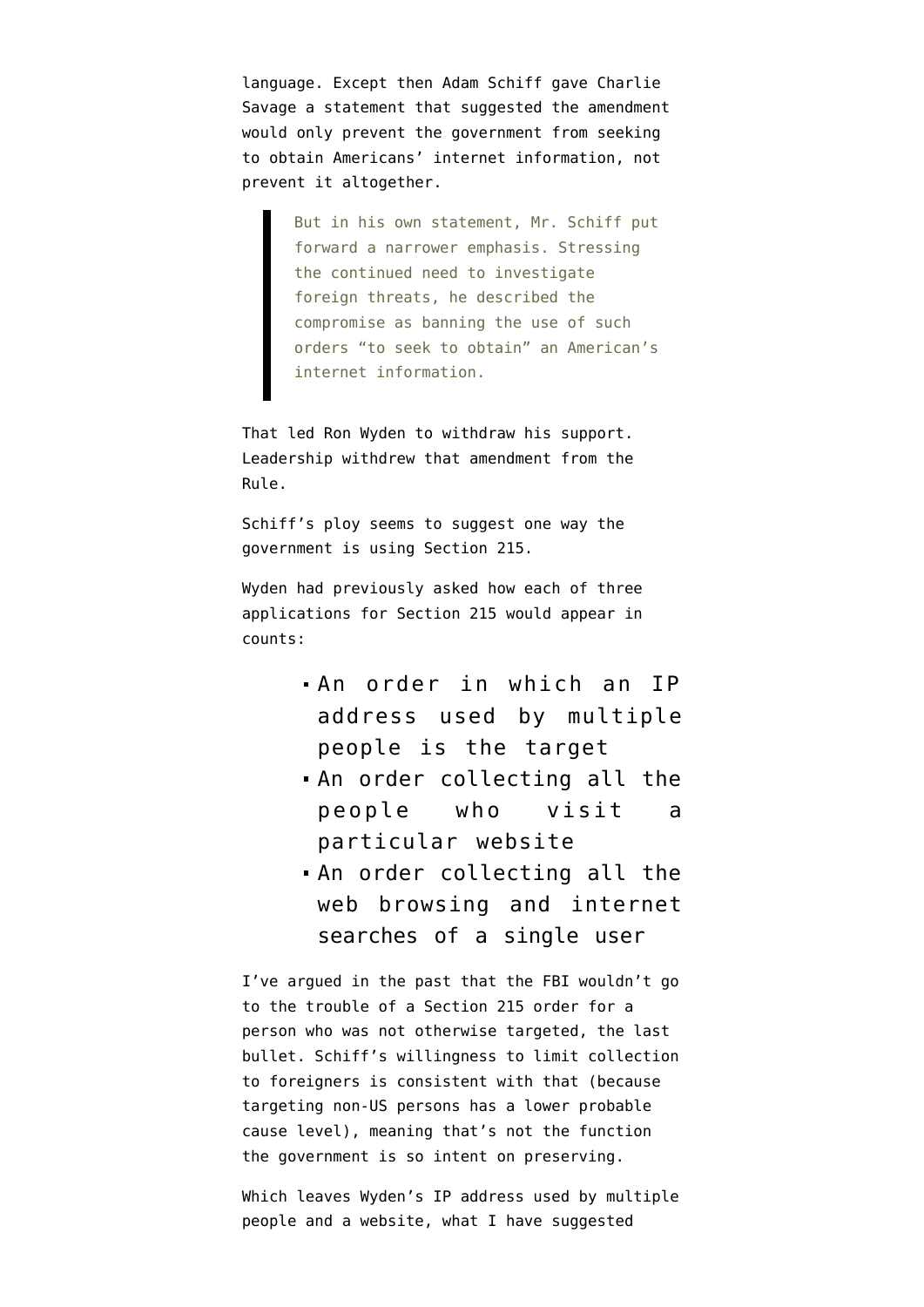language. Except then Adam Schiff gave Charlie Savage a statement that suggested the amendment would only prevent the government from seeking to obtain Americans' internet information, not prevent it altogether.

> But in his own statement, Mr. Schiff put forward a narrower emphasis. Stressing the continued need to investigate foreign threats, he described the compromise as banning the use of such orders "to seek to obtain" an American's internet information.

That led Ron Wyden to withdraw his support. Leadership withdrew that amendment from the Rule.

Schiff's ploy seems to suggest one way the government is using Section 215.

Wyden had previously asked how each of three applications for Section 215 would appear in counts:

- An order in which an IP address used by multiple people is the target
- An order collecting all the people who visit a particular website
- An order collecting all the web browsing and internet searches of a single user

I've argued in the past that the FBI wouldn't go to the trouble of a Section 215 order for a person who was not otherwise targeted, the last bullet. Schiff's willingness to limit collection to foreigners is consistent with that (because targeting non-US persons has a lower probable cause level), meaning that's not the function the government is so intent on preserving.

Which leaves Wyden's IP address used by multiple people and a website, what I have suggested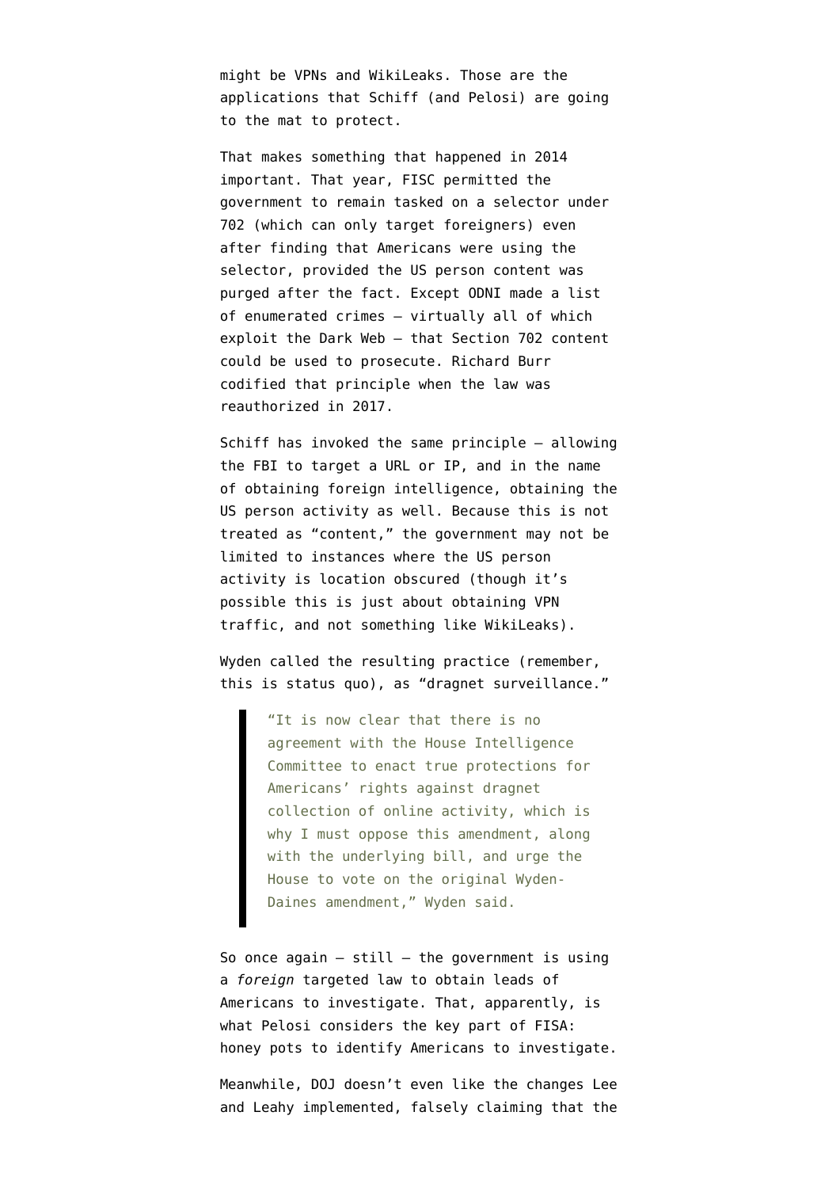might be VPNs and WikiLeaks. Those are the applications that Schiff (and Pelosi) are going to the mat to protect.

That makes something that happened in 2014 important. That year, FISC permitted the government to remain tasked on a selector under 702 (which can only target foreigners) even after finding that Americans were using the selector, provided the US person content was purged after the fact. Except ODNI made a list of enumerated crimes — virtually all of which exploit the Dark Web — that Section 702 content could be used to prosecute. Richard Burr codified that principle when the law was reauthorized in 2017.

Schiff has invoked the same principle — allowing the FBI to target a URL or IP, and in the name of obtaining foreign intelligence, obtaining the US person activity as well. Because this is not treated as "content," the government may not be limited to instances where the US person activity is location obscured (though it's possible this is just about obtaining VPN traffic, and not something like WikiLeaks).

Wyden called the resulting practice (remember, this is status quo), as "dragnet surveillance."

> "It is now clear that there is no agreement with the House Intelligence Committee to enact true protections for Americans' rights against dragnet collection of online activity, which is why I must oppose this amendment, along with the underlying bill, and urge the House to vote on the original Wyden-Daines amendment," Wyden said.

So once again — still — the government is using a *foreign* targeted law to obtain leads of Americans to investigate. That, apparently, is what Pelosi considers the key part of FISA: honey pots to identify Americans to investigate.

Meanwhile, DOJ doesn't even like the changes Lee and Leahy implemented, falsely claiming that the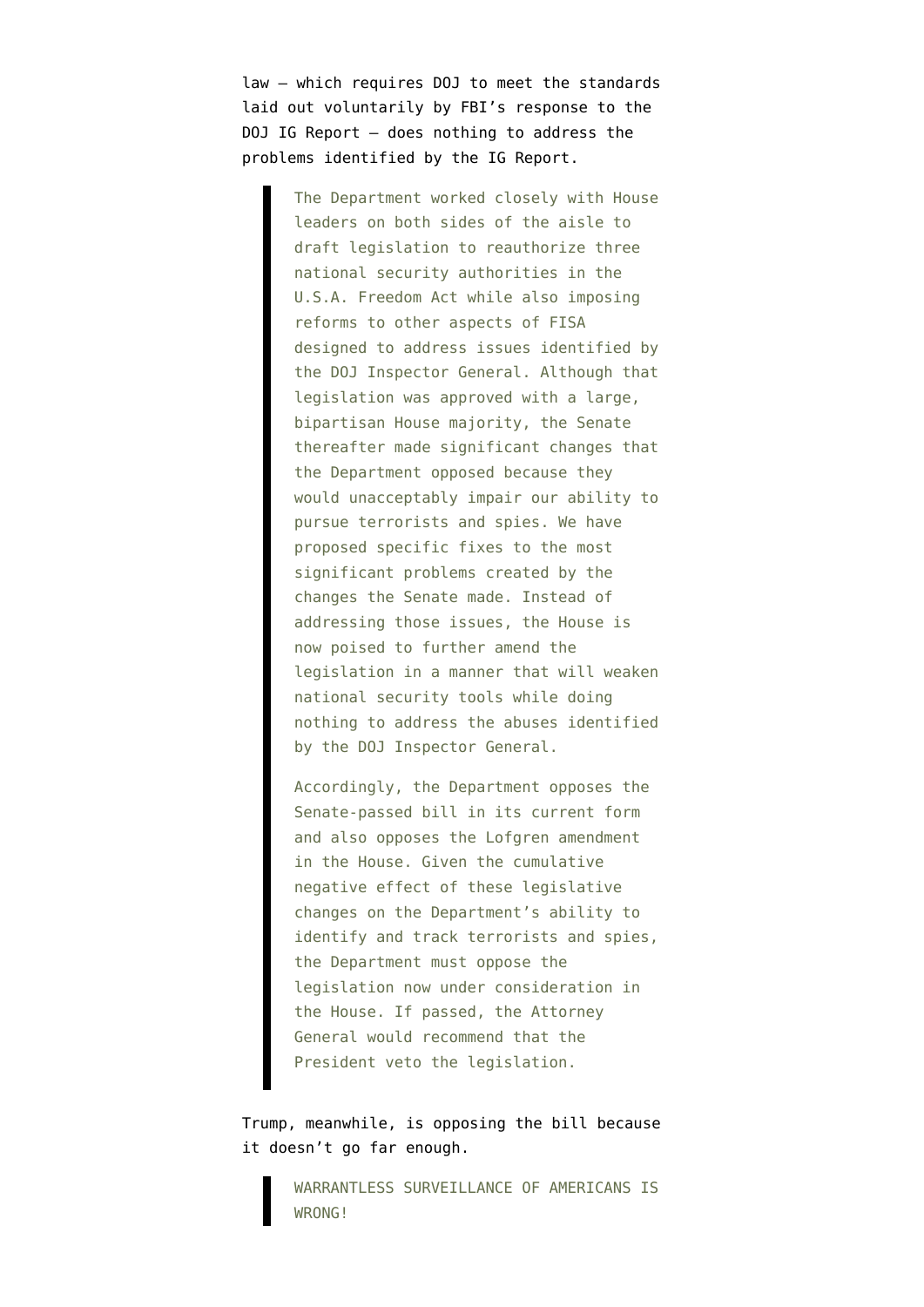law — which requires DOJ to meet the standards laid out voluntarily by FBI's response to the DOJ IG Report — does nothing to address the problems identified by the IG Report.

> The Department worked closely with House leaders on both sides of the aisle to draft legislation to reauthorize three national security authorities in the U.S.A. Freedom Act while also imposing reforms to other aspects of FISA designed to address issues identified by the DOJ Inspector General. Although that legislation was approved with a large, bipartisan House majority, the Senate thereafter made significant changes that the Department opposed because they would unacceptably impair our ability to pursue terrorists and spies. We have proposed specific fixes to the most significant problems created by the changes the Senate made. Instead of addressing those issues, the House is now poised to further amend the legislation in a manner that will weaken national security tools while doing nothing to address the abuses identified by the DOJ Inspector General.
>
> Accordingly, the Department opposes the Senate-passed bill in its current form and also opposes the Lofgren amendment in the House. Given the cumulative negative effect of these legislative changes on the Department's ability to identify and track terrorists and spies, the Department must oppose the legislation now under consideration in the House. If passed, the Attorney General would recommend that the President veto the legislation.

Trump, meanwhile, is opposing the bill because it doesn't go far enough.

> WARRANTLESS SURVEILLANCE OF AMERICANS IS WRONG!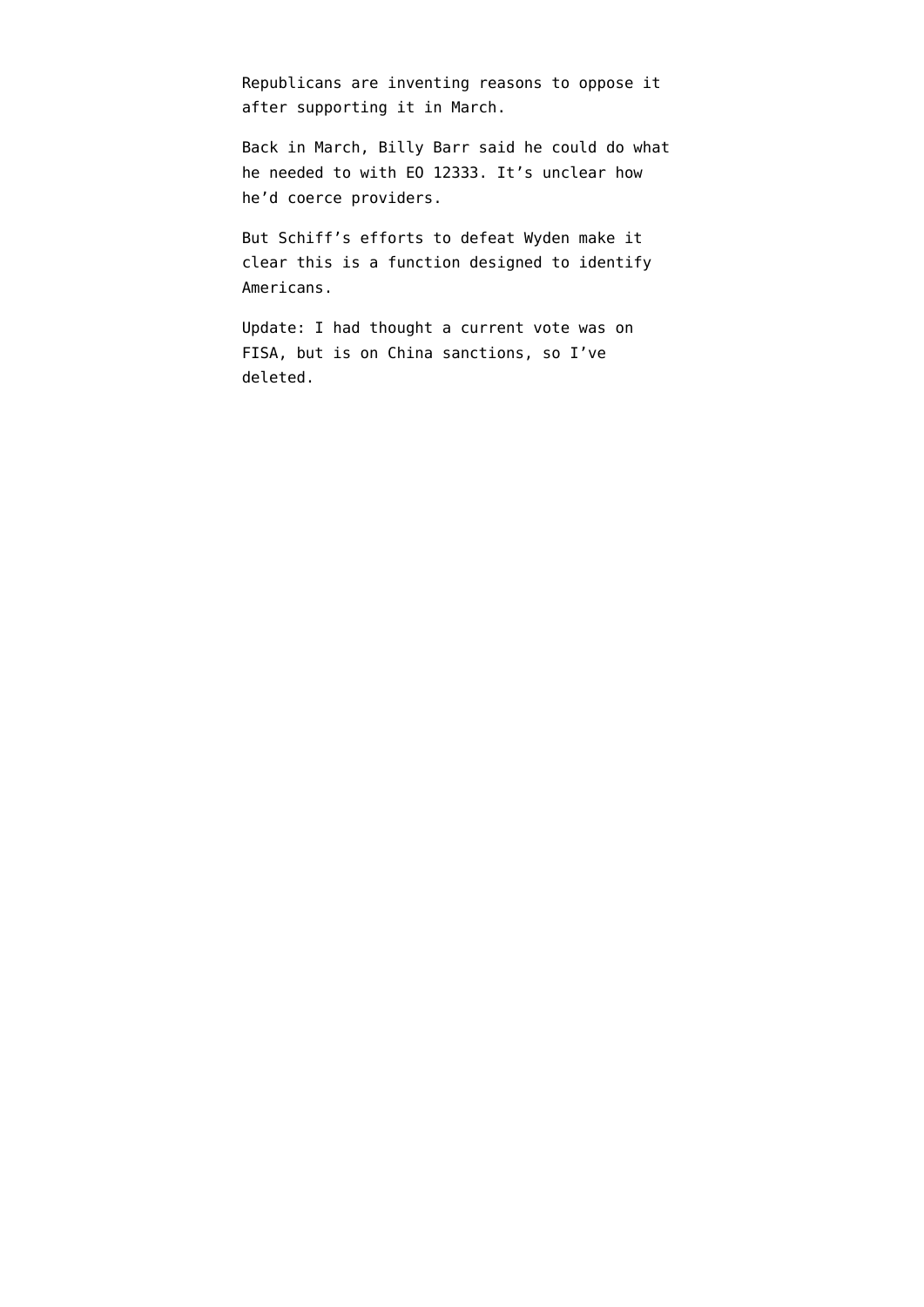Republicans are inventing reasons to oppose it after supporting it in March.

Back in March, Billy Barr said he could do what he needed to with EO 12333. It's unclear how he'd coerce providers.

But Schiff's efforts to defeat Wyden make it clear this is a function designed to identify Americans.

Update: I had thought a current vote was on FISA, but is on China sanctions, so I've deleted.